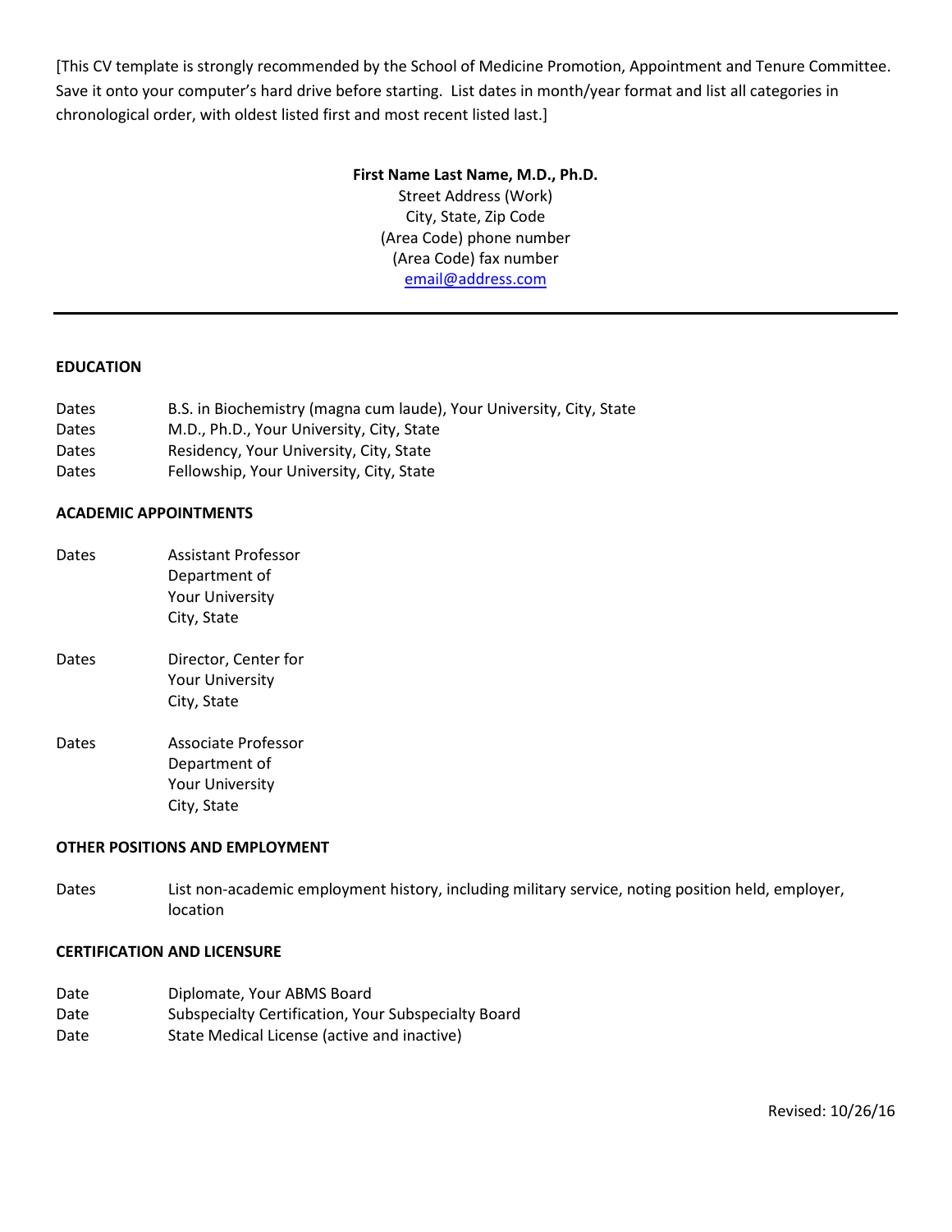[This CV template is strongly recommended by the School of Medicine Promotion, Appointment and Tenure Committee. Save it onto your computer's hard drive before starting. List dates in month/year format and list all categories in chronological order, with oldest listed first and most recent listed last.]

**First Name Last Name, M.D., Ph.D.**
Street Address (Work)
City, State, Zip Code
(Area Code) phone number
(Area Code) fax number
email@address.com

---

## EDUCATION

| | |
|---|---|
| Dates | B.S. in Biochemistry (magna cum laude), Your University, City, State |
| Dates | M.D., Ph.D., Your University, City, State |
| Dates | Residency, Your University, City, State |
| Dates | Fellowship, Your University, City, State |

## ACADEMIC APPOINTMENTS

Dates
Assistant Professor
Department of
Your University
City, State

Dates
Director, Center for
Your University
City, State

Dates
Associate Professor
Department of
Your University
City, State

## OTHER POSITIONS AND EMPLOYMENT

Dates
List non-academic employment history, including military service, noting position held, employer, location

## CERTIFICATION AND LICENSURE

| | |
|---|---|
| Date | Diplomate, Your ABMS Board |
| Date | Subspecialty Certification, Your Subspecialty Board |
| Date | State Medical License (active and inactive) |

Revised: 10/26/16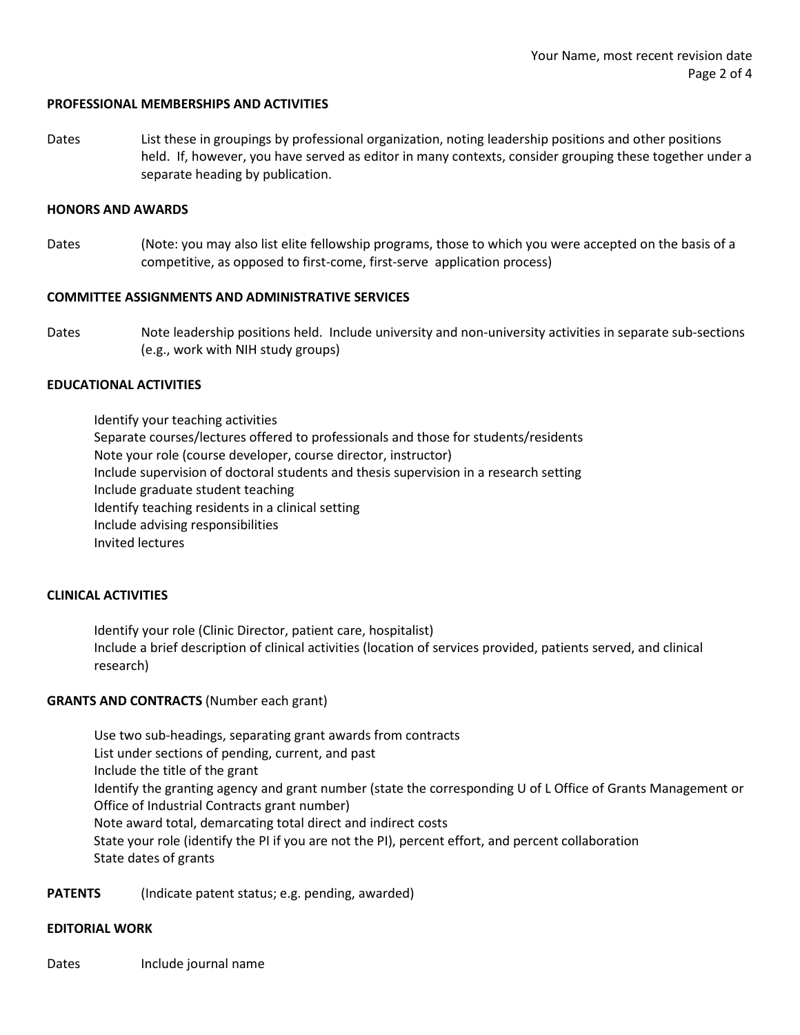## PROFESSIONAL MEMBERSHIPS AND ACTIVITIES

Dates List these in groupings by professional organization, noting leadership positions and other positions held. If, however, you have served as editor in many contexts, consider grouping these together under a separate heading by publication.

## HONORS AND AWARDS

Dates (Note: you may also list elite fellowship programs, those to which you were accepted on the basis of a competitive, as opposed to first-come, first-serve application process)

## COMMITTEE ASSIGNMENTS AND ADMINISTRATIVE SERVICES

Dates Note leadership positions held. Include university and non-university activities in separate sub-sections (e.g., work with NIH study groups)

## EDUCATIONAL ACTIVITIES

Identify your teaching activities
Separate courses/lectures offered to professionals and those for students/residents
Note your role (course developer, course director, instructor)
Include supervision of doctoral students and thesis supervision in a research setting
Include graduate student teaching
Identify teaching residents in a clinical setting
Include advising responsibilities
Invited lectures

## CLINICAL ACTIVITIES

Identify your role (Clinic Director, patient care, hospitalist)
Include a brief description of clinical activities (location of services provided, patients served, and clinical research)

## GRANTS AND CONTRACTS (Number each grant)

Use two sub-headings, separating grant awards from contracts
List under sections of pending, current, and past
Include the title of the grant
Identify the granting agency and grant number (state the corresponding U of L Office of Grants Management or Office of Industrial Contracts grant number)
Note award total, demarcating total direct and indirect costs
State your role (identify the PI if you are not the PI), percent effort, and percent collaboration
State dates of grants

## PATENTS (Indicate patent status; e.g. pending, awarded)

## EDITORIAL WORK

Dates Include journal name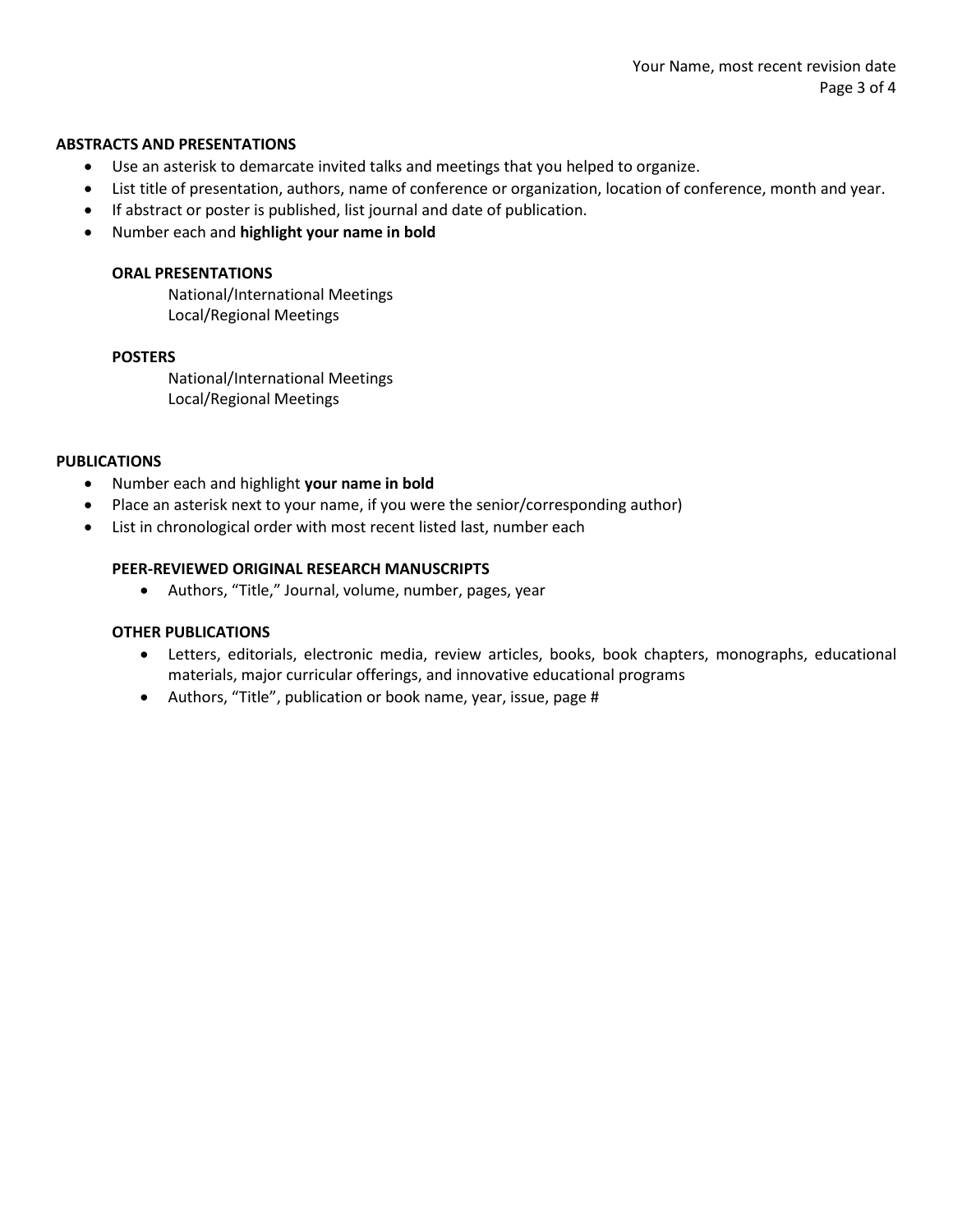## ABSTRACTS AND PRESENTATIONS

- Use an asterisk to demarcate invited talks and meetings that you helped to organize.
- List title of presentation, authors, name of conference or organization, location of conference, month and year.
- If abstract or poster is published, list journal and date of publication.
- Number each and **highlight your name in bold**

### ORAL PRESENTATIONS

National/International Meetings
Local/Regional Meetings

### POSTERS

National/International Meetings
Local/Regional Meetings

## PUBLICATIONS

- Number each and highlight **your name in bold**
- Place an asterisk next to your name, if you were the senior/corresponding author)
- List in chronological order with most recent listed last, number each

### PEER-REVIEWED ORIGINAL RESEARCH MANUSCRIPTS

- Authors, "Title," Journal, volume, number, pages, year

### OTHER PUBLICATIONS

- Letters, editorials, electronic media, review articles, books, book chapters, monographs, educational materials, major curricular offerings, and innovative educational programs
- Authors, "Title", publication or book name, year, issue, page #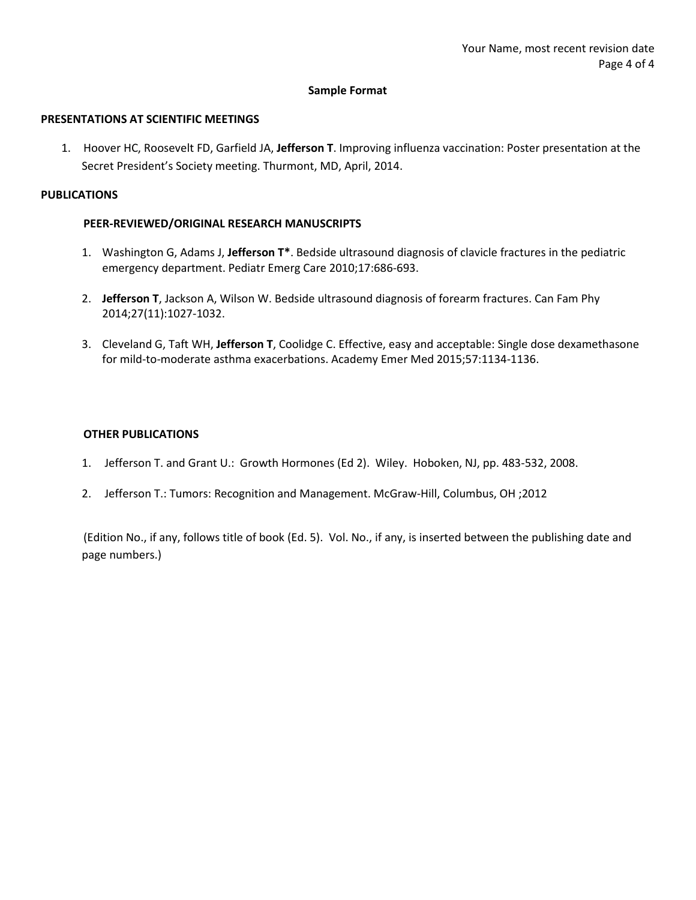**Sample Format**

## PRESENTATIONS AT SCIENTIFIC MEETINGS

1. Hoover HC, Roosevelt FD, Garfield JA, **Jefferson T**. Improving influenza vaccination: Poster presentation at the Secret President's Society meeting. Thurmont, MD, April, 2014.

## PUBLICATIONS

### PEER-REVIEWED/ORIGINAL RESEARCH MANUSCRIPTS

1. Washington G, Adams J, **Jefferson T***. Bedside ultrasound diagnosis of clavicle fractures in the pediatric emergency department. Pediatr Emerg Care 2010;17:686-693.

2. **Jefferson T**, Jackson A, Wilson W. Bedside ultrasound diagnosis of forearm fractures. Can Fam Phy 2014;27(11):1027-1032.

3. Cleveland G, Taft WH, **Jefferson T**, Coolidge C. Effective, easy and acceptable: Single dose dexamethasone for mild-to-moderate asthma exacerbations. Academy Emer Med 2015;57:1134-1136.

### OTHER PUBLICATIONS

1. Jefferson T. and Grant U.: Growth Hormones (Ed 2). Wiley. Hoboken, NJ, pp. 483-532, 2008.

2. Jefferson T.: Tumors: Recognition and Management. McGraw-Hill, Columbus, OH ;2012

(Edition No., if any, follows title of book (Ed. 5). Vol. No., if any, is inserted between the publishing date and page numbers.)